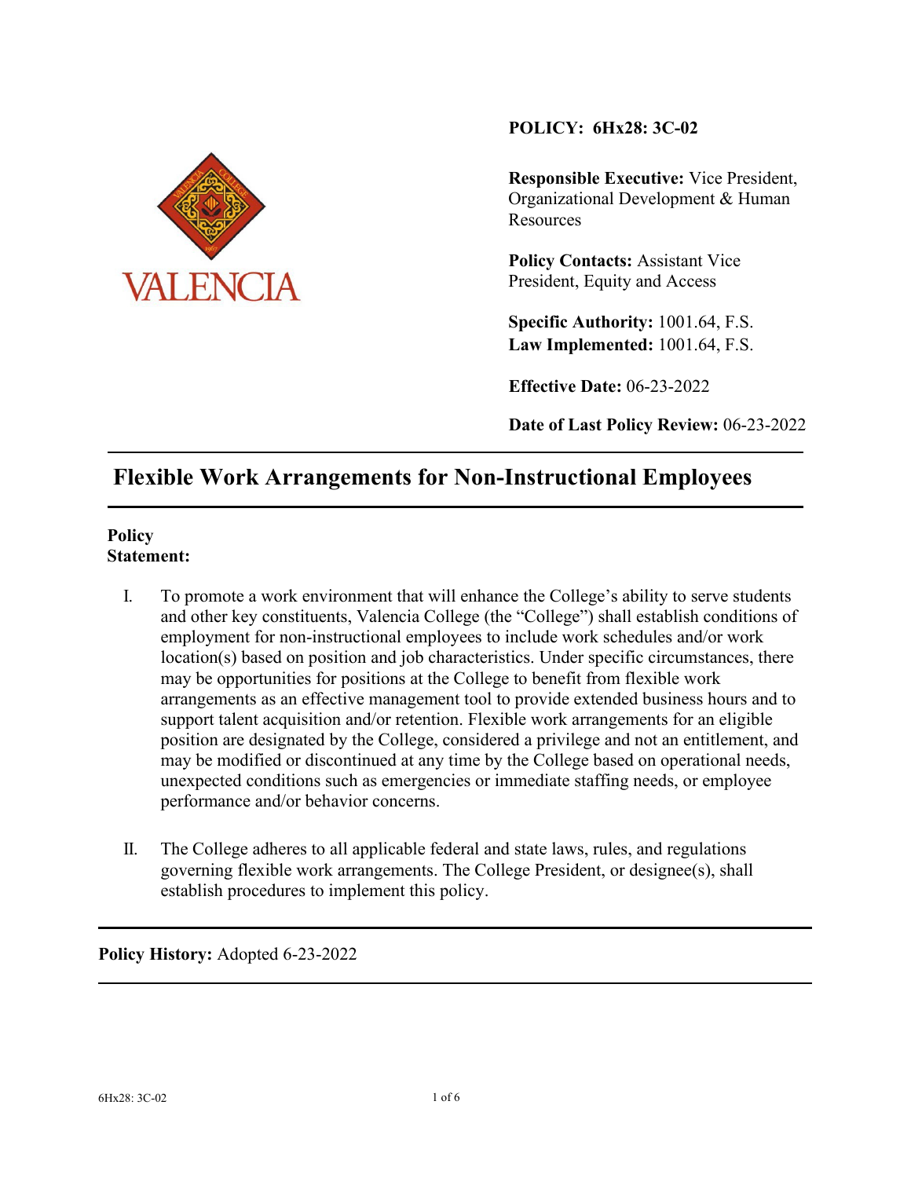VALENCIA

**POLICY: 6Hx28: 3C-02**

**Responsible Executive:** Vice President, Organizational Development & Human Resources

**Policy Contacts:** Assistant Vice President, Equity and Access

**Specific Authority:** 1001.64, F.S.
**Law Implemented:** 1001.64, F.S.

**Effective Date:** 06-23-2022

**Date of Last Policy Review:** 06-23-2022

# Flexible Work Arrangements for Non-Instructional Employees

**Policy Statement:**

I. To promote a work environment that will enhance the College's ability to serve students and other key constituents, Valencia College (the "College") shall establish conditions of employment for non-instructional employees to include work schedules and/or work location(s) based on position and job characteristics. Under specific circumstances, there may be opportunities for positions at the College to benefit from flexible work arrangements as an effective management tool to provide extended business hours and to support talent acquisition and/or retention. Flexible work arrangements for an eligible position are designated by the College, considered a privilege and not an entitlement, and may be modified or discontinued at any time by the College based on operational needs, unexpected conditions such as emergencies or immediate staffing needs, or employee performance and/or behavior concerns.

II. The College adheres to all applicable federal and state laws, rules, and regulations governing flexible work arrangements. The College President, or designee(s), shall establish procedures to implement this policy.

**Policy History:** Adopted 6-23-2022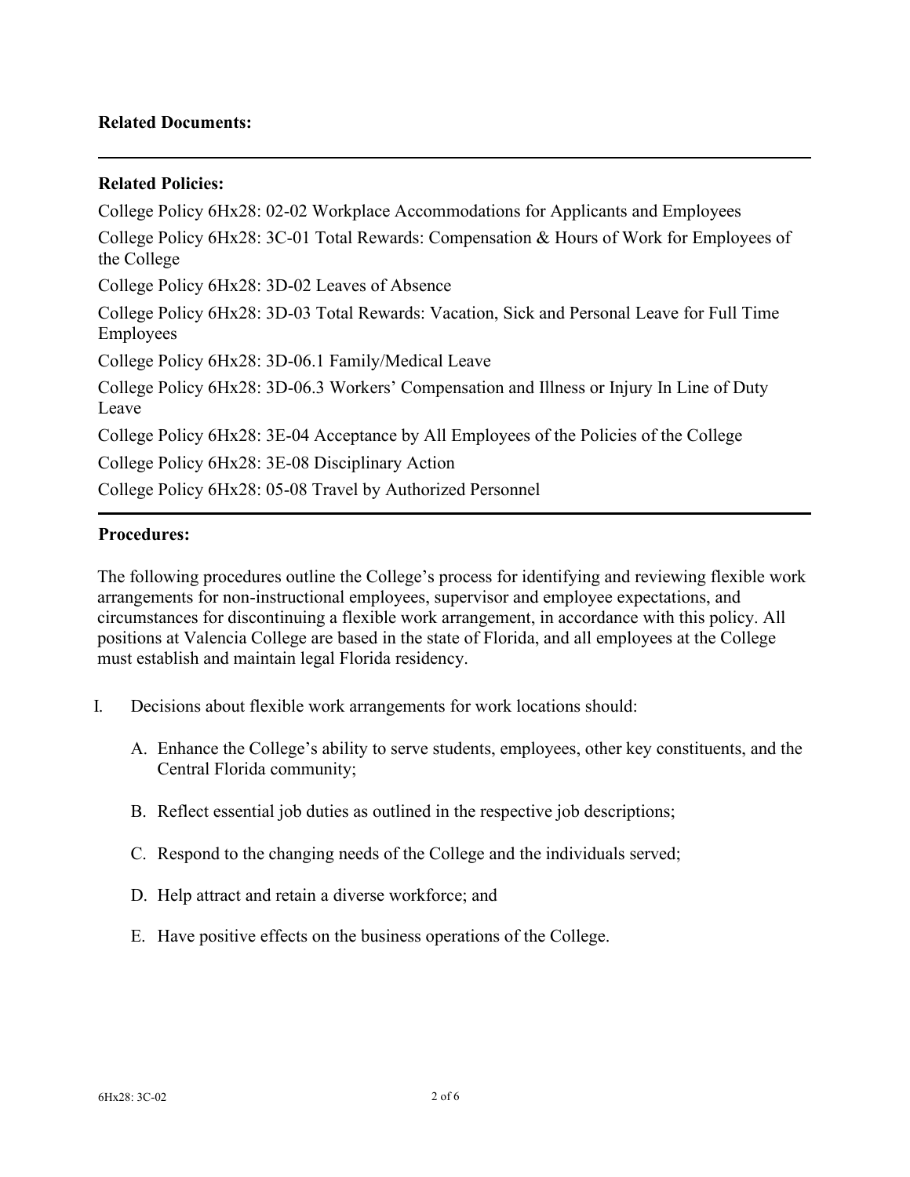**Related Documents:**

---

**Related Policies:**

College Policy 6Hx28: 02-02 Workplace Accommodations for Applicants and Employees

College Policy 6Hx28: 3C-01 Total Rewards: Compensation & Hours of Work for Employees of the College

College Policy 6Hx28: 3D-02 Leaves of Absence

College Policy 6Hx28: 3D-03 Total Rewards: Vacation, Sick and Personal Leave for Full Time Employees

College Policy 6Hx28: 3D-06.1 Family/Medical Leave

College Policy 6Hx28: 3D-06.3 Workers' Compensation and Illness or Injury In Line of Duty Leave

College Policy 6Hx28: 3E-04 Acceptance by All Employees of the Policies of the College

College Policy 6Hx28: 3E-08 Disciplinary Action

College Policy 6Hx28: 05-08 Travel by Authorized Personnel

---

**Procedures:**

The following procedures outline the College's process for identifying and reviewing flexible work arrangements for non-instructional employees, supervisor and employee expectations, and circumstances for discontinuing a flexible work arrangement, in accordance with this policy. All positions at Valencia College are based in the state of Florida, and all employees at the College must establish and maintain legal Florida residency.

I. Decisions about flexible work arrangements for work locations should:

   A. Enhance the College's ability to serve students, employees, other key constituents, and the Central Florida community;

   B. Reflect essential job duties as outlined in the respective job descriptions;

   C. Respond to the changing needs of the College and the individuals served;

   D. Help attract and retain a diverse workforce; and

   E. Have positive effects on the business operations of the College.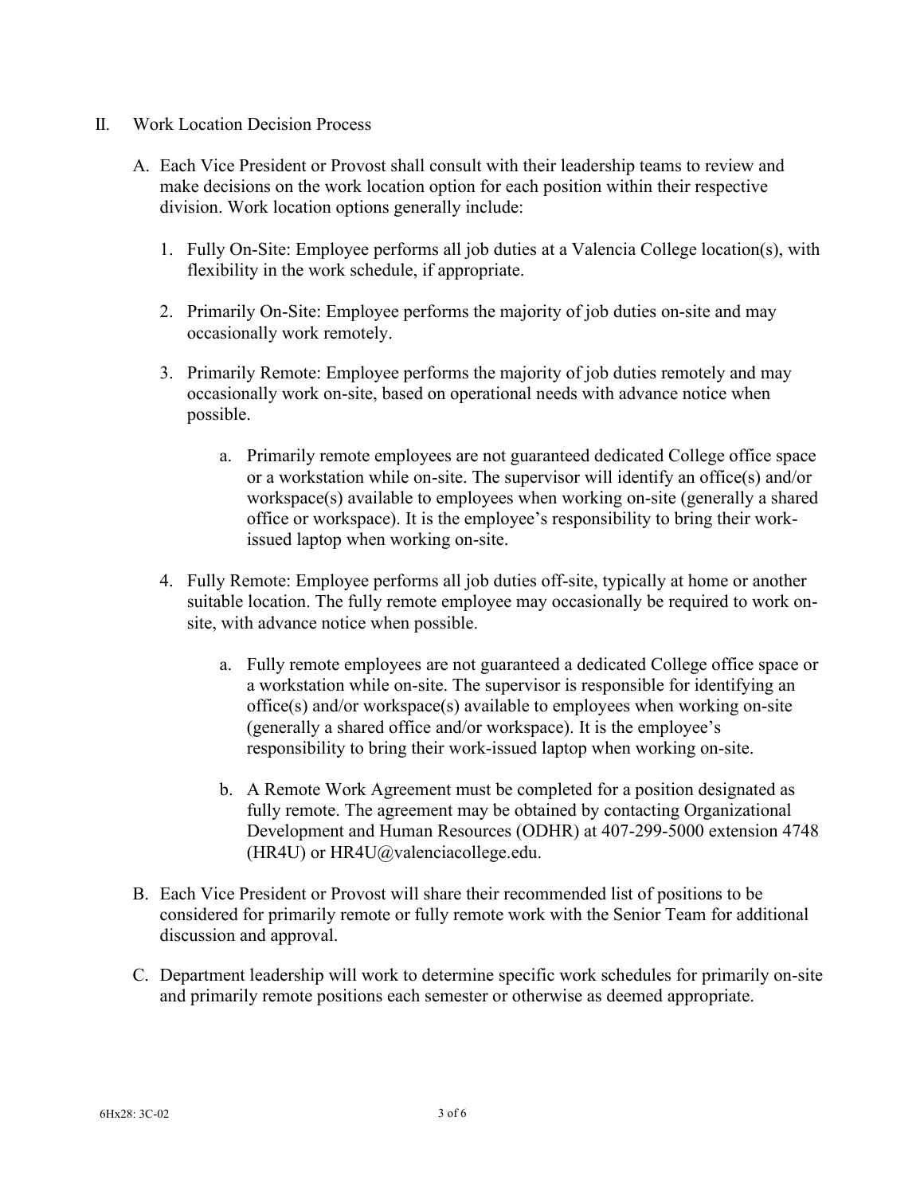## II. Work Location Decision Process

A. Each Vice President or Provost shall consult with their leadership teams to review and make decisions on the work location option for each position within their respective division. Work location options generally include:

1. Fully On-Site: Employee performs all job duties at a Valencia College location(s), with flexibility in the work schedule, if appropriate.

2. Primarily On-Site: Employee performs the majority of job duties on-site and may occasionally work remotely.

3. Primarily Remote: Employee performs the majority of job duties remotely and may occasionally work on-site, based on operational needs with advance notice when possible.

   a. Primarily remote employees are not guaranteed dedicated College office space or a workstation while on-site. The supervisor will identify an office(s) and/or workspace(s) available to employees when working on-site (generally a shared office or workspace). It is the employee's responsibility to bring their work-issued laptop when working on-site.

4. Fully Remote: Employee performs all job duties off-site, typically at home or another suitable location. The fully remote employee may occasionally be required to work on-site, with advance notice when possible.

   a. Fully remote employees are not guaranteed a dedicated College office space or a workstation while on-site. The supervisor is responsible for identifying an office(s) and/or workspace(s) available to employees when working on-site (generally a shared office and/or workspace). It is the employee's responsibility to bring their work-issued laptop when working on-site.

   b. A Remote Work Agreement must be completed for a position designated as fully remote. The agreement may be obtained by contacting Organizational Development and Human Resources (ODHR) at 407-299-5000 extension 4748 (HR4U) or HR4U@valenciacollege.edu.

B. Each Vice President or Provost will share their recommended list of positions to be considered for primarily remote or fully remote work with the Senior Team for additional discussion and approval.

C. Department leadership will work to determine specific work schedules for primarily on-site and primarily remote positions each semester or otherwise as deemed appropriate.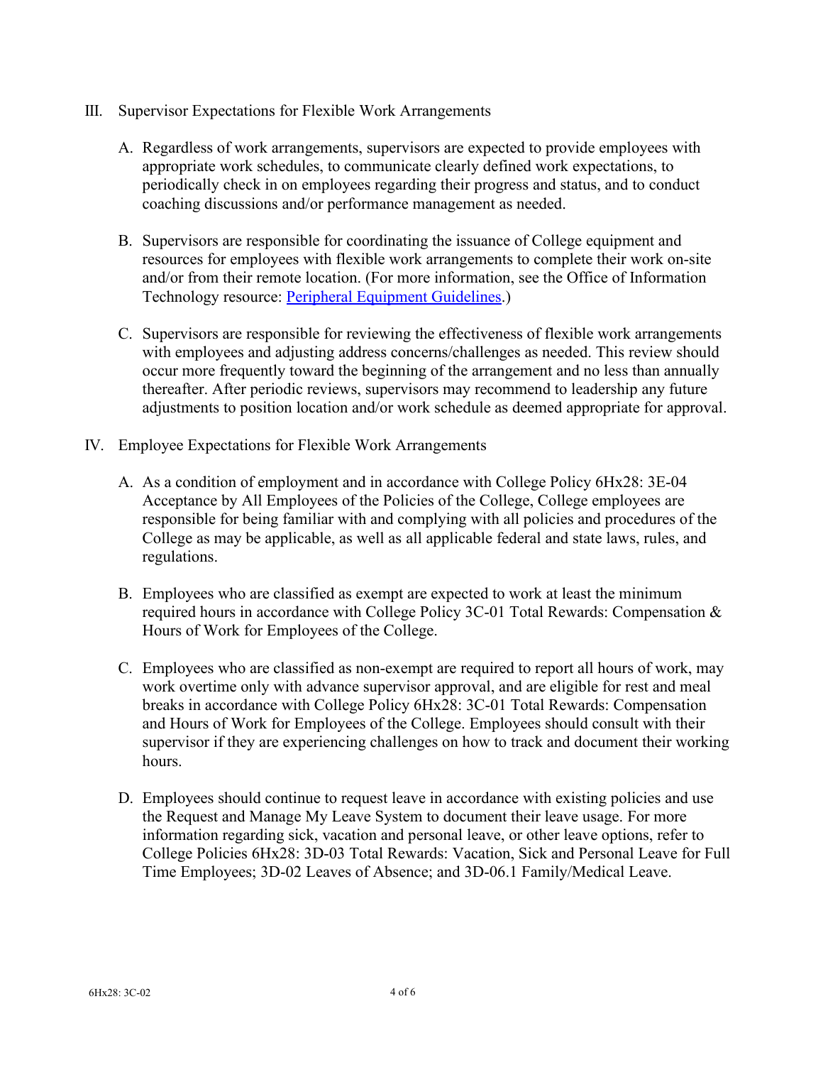III. Supervisor Expectations for Flexible Work Arrangements

   A. Regardless of work arrangements, supervisors are expected to provide employees with appropriate work schedules, to communicate clearly defined work expectations, to periodically check in on employees regarding their progress and status, and to conduct coaching discussions and/or performance management as needed.

   B. Supervisors are responsible for coordinating the issuance of College equipment and resources for employees with flexible work arrangements to complete their work on-site and/or from their remote location. (For more information, see the Office of Information Technology resource: [Peripheral Equipment Guidelines](#).)

   C. Supervisors are responsible for reviewing the effectiveness of flexible work arrangements with employees and adjusting address concerns/challenges as needed. This review should occur more frequently toward the beginning of the arrangement and no less than annually thereafter. After periodic reviews, supervisors may recommend to leadership any future adjustments to position location and/or work schedule as deemed appropriate for approval.

IV. Employee Expectations for Flexible Work Arrangements

   A. As a condition of employment and in accordance with College Policy 6Hx28: 3E-04 Acceptance by All Employees of the Policies of the College, College employees are responsible for being familiar with and complying with all policies and procedures of the College as may be applicable, as well as all applicable federal and state laws, rules, and regulations.

   B. Employees who are classified as exempt are expected to work at least the minimum required hours in accordance with College Policy 3C-01 Total Rewards: Compensation & Hours of Work for Employees of the College.

   C. Employees who are classified as non-exempt are required to report all hours of work, may work overtime only with advance supervisor approval, and are eligible for rest and meal breaks in accordance with College Policy 6Hx28: 3C-01 Total Rewards: Compensation and Hours of Work for Employees of the College. Employees should consult with their supervisor if they are experiencing challenges on how to track and document their working hours.

   D. Employees should continue to request leave in accordance with existing policies and use the Request and Manage My Leave System to document their leave usage. For more information regarding sick, vacation and personal leave, or other leave options, refer to College Policies 6Hx28: 3D-03 Total Rewards: Vacation, Sick and Personal Leave for Full Time Employees; 3D-02 Leaves of Absence; and 3D-06.1 Family/Medical Leave.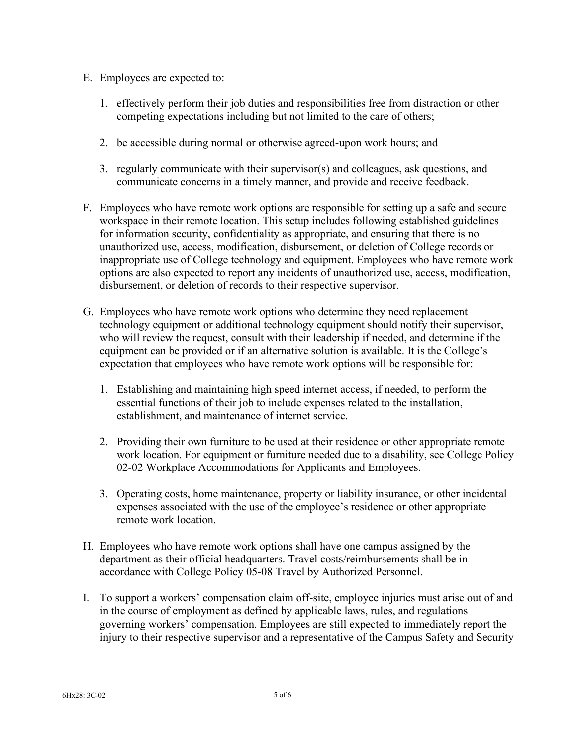E. Employees are expected to:

   1. effectively perform their job duties and responsibilities free from distraction or other competing expectations including but not limited to the care of others;

   2. be accessible during normal or otherwise agreed-upon work hours; and

   3. regularly communicate with their supervisor(s) and colleagues, ask questions, and communicate concerns in a timely manner, and provide and receive feedback.

F. Employees who have remote work options are responsible for setting up a safe and secure workspace in their remote location. This setup includes following established guidelines for information security, confidentiality as appropriate, and ensuring that there is no unauthorized use, access, modification, disbursement, or deletion of College records or inappropriate use of College technology and equipment. Employees who have remote work options are also expected to report any incidents of unauthorized use, access, modification, disbursement, or deletion of records to their respective supervisor.

G. Employees who have remote work options who determine they need replacement technology equipment or additional technology equipment should notify their supervisor, who will review the request, consult with their leadership if needed, and determine if the equipment can be provided or if an alternative solution is available. It is the College's expectation that employees who have remote work options will be responsible for:

   1. Establishing and maintaining high speed internet access, if needed, to perform the essential functions of their job to include expenses related to the installation, establishment, and maintenance of internet service.

   2. Providing their own furniture to be used at their residence or other appropriate remote work location. For equipment or furniture needed due to a disability, see College Policy 02-02 Workplace Accommodations for Applicants and Employees.

   3. Operating costs, home maintenance, property or liability insurance, or other incidental expenses associated with the use of the employee's residence or other appropriate remote work location.

H. Employees who have remote work options shall have one campus assigned by the department as their official headquarters. Travel costs/reimbursements shall be in accordance with College Policy 05-08 Travel by Authorized Personnel.

I. To support a workers' compensation claim off-site, employee injuries must arise out of and in the course of employment as defined by applicable laws, rules, and regulations governing workers' compensation. Employees are still expected to immediately report the injury to their respective supervisor and a representative of the Campus Safety and Security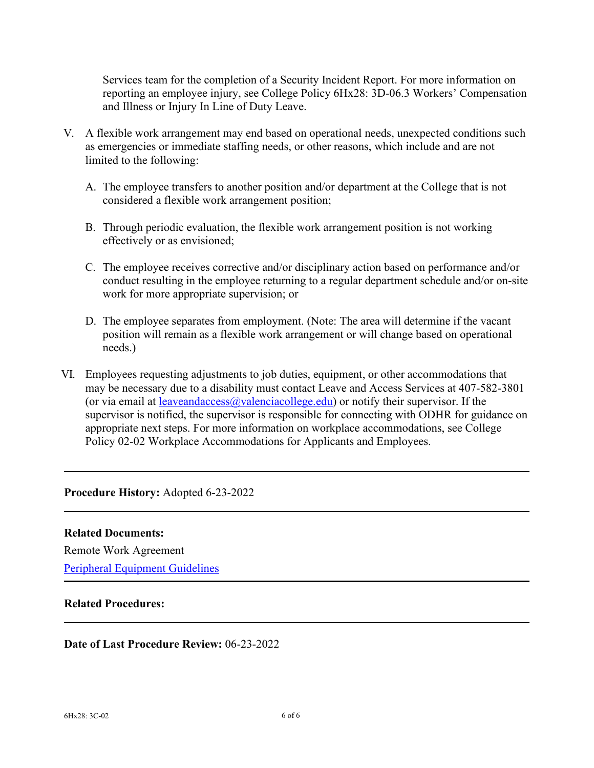Services team for the completion of a Security Incident Report. For more information on reporting an employee injury, see College Policy 6Hx28: 3D-06.3 Workers' Compensation and Illness or Injury In Line of Duty Leave.

V. A flexible work arrangement may end based on operational needs, unexpected conditions such as emergencies or immediate staffing needs, or other reasons, which include and are not limited to the following:

   A. The employee transfers to another position and/or department at the College that is not considered a flexible work arrangement position;

   B. Through periodic evaluation, the flexible work arrangement position is not working effectively or as envisioned;

   C. The employee receives corrective and/or disciplinary action based on performance and/or conduct resulting in the employee returning to a regular department schedule and/or on-site work for more appropriate supervision; or

   D. The employee separates from employment. (Note: The area will determine if the vacant position will remain as a flexible work arrangement or will change based on operational needs.)

VI. Employees requesting adjustments to job duties, equipment, or other accommodations that may be necessary due to a disability must contact Leave and Access Services at 407-582-3801 (or via email at leaveandaccess@valenciacollege.edu) or notify their supervisor. If the supervisor is notified, the supervisor is responsible for connecting with ODHR for guidance on appropriate next steps. For more information on workplace accommodations, see College Policy 02-02 Workplace Accommodations for Applicants and Employees.

---

**Procedure History:** Adopted 6-23-2022

---

**Related Documents:**

Remote Work Agreement

Peripheral Equipment Guidelines

---

**Related Procedures:**

---

**Date of Last Procedure Review:** 06-23-2022